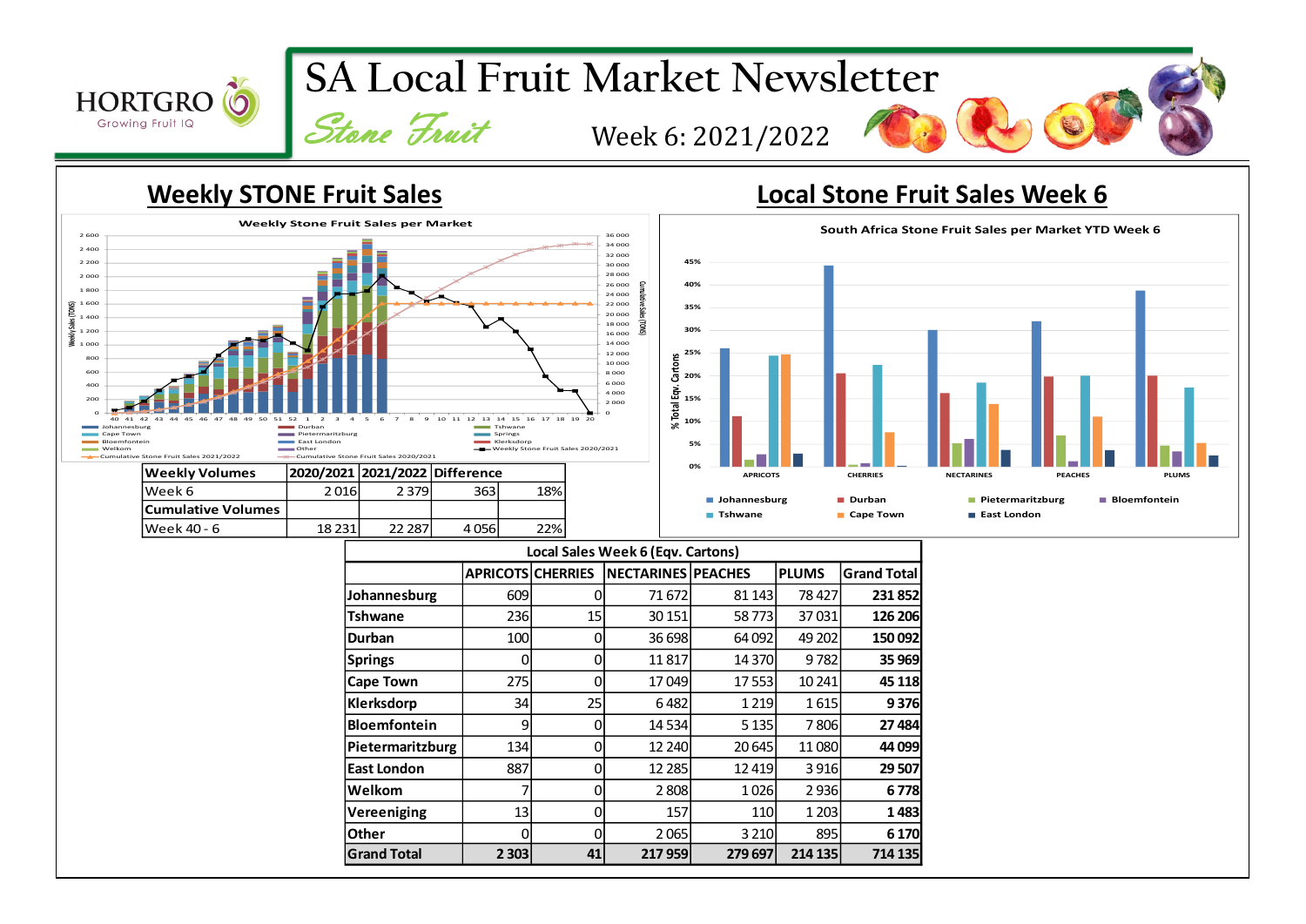# SA Local Fruit Market Newsletter

## Stone Fruit

Week 6: 2021/2022

## Weekly STONE Fruit Sales

| Weekly Volumes | 2020/2021 | 2021/2022 | Difference | |
|---|---|---|---|---|
| Week 6 | 2 016 | 2 379 | 363 | 18% |
| **Cumulative Volumes** | | | | |
| Week 40 - 6 | 18 231 | 22 287 | 4 056 | 22% |

## Local Stone Fruit Sales Week 6

| Local Sales Week 6 (Eqv. Cartons) | | | | | | |
|---|---|---|---|---|---|---|
| | APRICOTS | CHERRIES | NECTARINES | PEACHES | PLUMS | Grand Total |
| Johannesburg | 609 | 0 | 71 672 | 81 143 | 78 427 | **231 852** |
| Tshwane | 236 | 15 | 30 151 | 58 773 | 37 031 | **126 206** |
| Durban | 100 | 0 | 36 698 | 64 092 | 49 202 | **150 092** |
| Springs | 0 | 0 | 11 817 | 14 370 | 9 782 | **35 969** |
| Cape Town | 275 | 0 | 17 049 | 17 553 | 10 241 | **45 118** |
| Klerksdorp | 34 | 25 | 6 482 | 1 219 | 1 615 | **9 376** |
| Bloemfontein | 9 | 0 | 14 534 | 5 135 | 7 806 | **27 484** |
| Pietermaritzburg | 134 | 0 | 12 240 | 20 645 | 11 080 | **44 099** |
| East London | 887 | 0 | 12 285 | 12 419 | 3 916 | **29 507** |
| Welkom | 7 | 0 | 2 808 | 1 026 | 2 936 | **6 778** |
| Vereeniging | 13 | 0 | 157 | 110 | 1 203 | **1 483** |
| Other | 0 | 0 | 2 065 | 3 210 | 895 | **6 170** |
| **Grand Total** | **2 303** | **41** | **217 959** | **279 697** | **214 135** | **714 135** |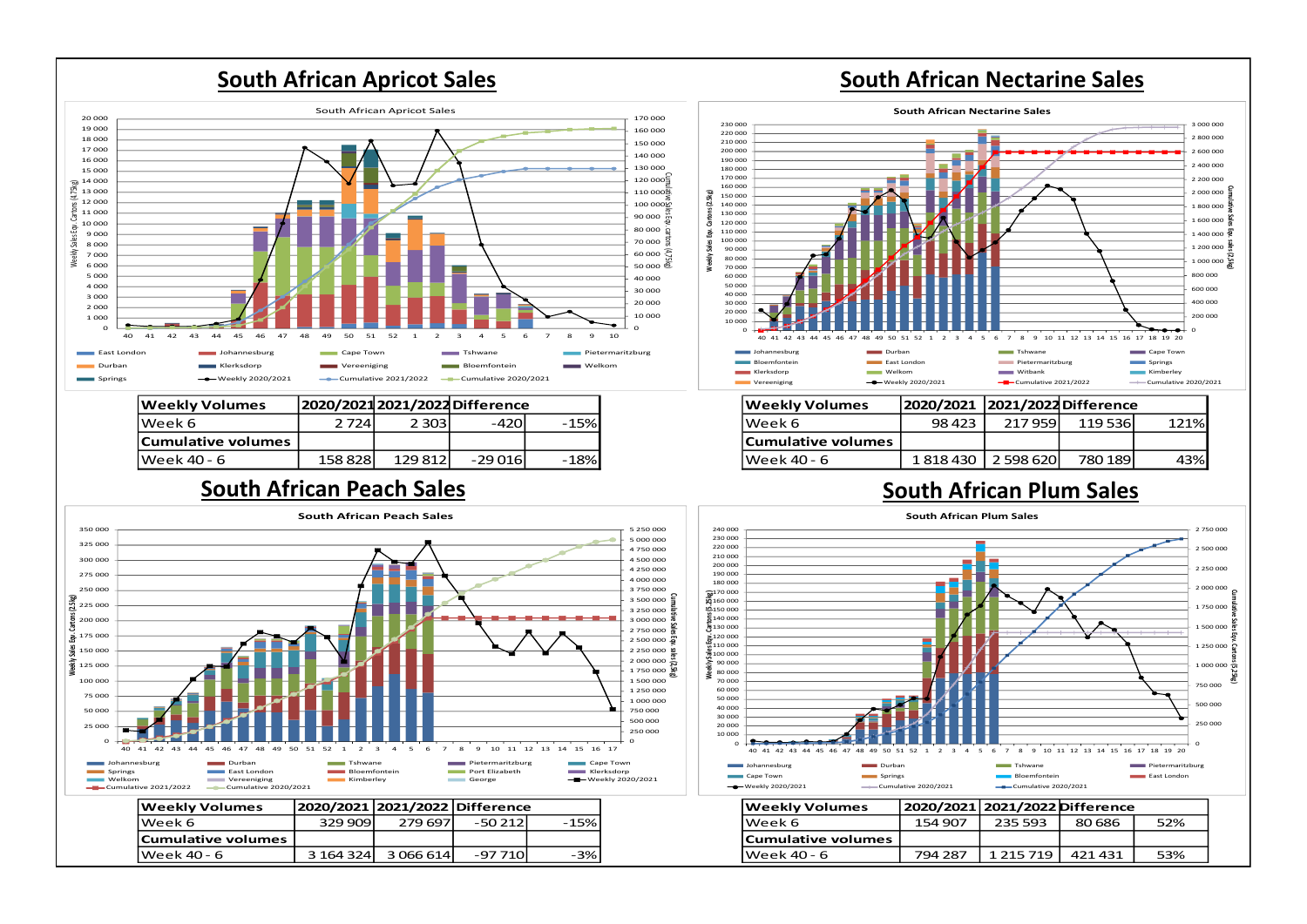## South African Apricot Sales

| Weekly Volumes | 2020/2021 | 2021/2022 | Difference | |
|---|---|---|---|---|
| Week 6 | 2 724 | 2 303 | -420 | -15% |
| Cumulative volumes | | | | |
| Week 40 - 6 | 158 828 | 129 812 | -29 016 | -18% |

## South African Nectarine Sales

| Weekly Volumes | 2020/2021 | 2021/2022 | Difference | |
|---|---|---|---|---|
| Week 6 | 98 423 | 217 959 | 119 536 | 121% |
| Cumulative volumes | | | | |
| Week 40 - 6 | 1 818 430 | 2 598 620 | 780 189 | 43% |

## South African Peach Sales

| Weekly Volumes | 2020/2021 | 2021/2022 | Difference | |
|---|---|---|---|---|
| Week 6 | 329 909 | 279 697 | -50 212 | -15% |
| Cumulative volumes | | | | |
| Week 40 - 6 | 3 164 324 | 3 066 614 | -97 710 | -3% |

## South African Plum Sales

| Weekly Volumes | 2020/2021 | 2021/2022 | Difference | |
|---|---|---|---|---|
| Week 6 | 154 907 | 235 593 | 80 686 | 52% |
| Cumulative volumes | | | | |
| Week 40 - 6 | 794 287 | 1 215 719 | 421 431 | 53% |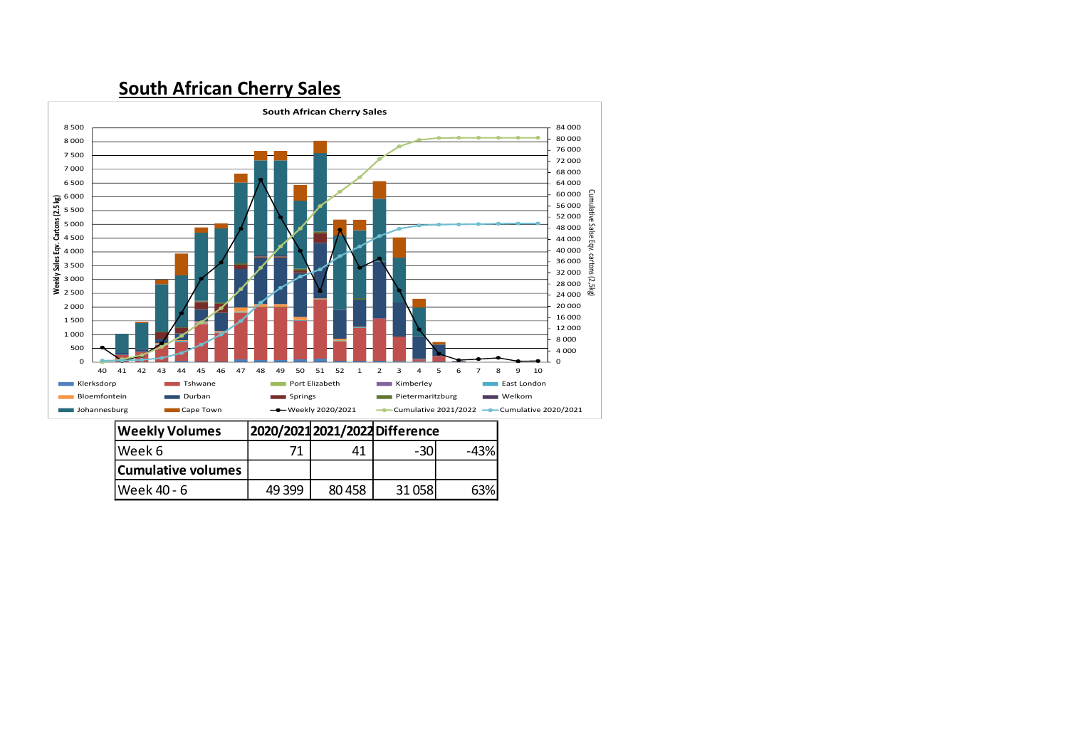## South African Cherry Sales

South African Cherry Sales

Weekly Sales Eqv. Cartons (2.5 kg)

8 500
8 000
7 500
7 000
6 500
6 000
5 500
5 000
4 500
4 000
3 500
3 000
2 500
2 000
1 500
1 000
500
0

Cumulative Salse Eqv. cartons (2.5kg)

84 000
80 000
76 000
72 000
68 000
64 000
60 000
56 000
52 000
48 000
44 000
40 000
36 000
32 000
28 000
24 000
20 000
16 000
12 000
8 000
4 000
0

40 41 42 43 44 45 46 47 48 49 50 51 52 1 2 3 4 5 6 7 8 9 10

Klerksdorp, Tshwane, Port Elizabeth, Kimberley, East London, Bloemfontein, Durban, Springs, Pietermaritzburg, Welkom, Johannesburg, Cape Town, Weekly 2020/2021, Cumulative 2021/2022, Cumulative 2020/2021

| Weekly Volumes | 2020/2021 | 2021/2022 | Difference | |
|---|---|---|---|---|
| Week 6 | 71 | 41 | -30 | -43% |
| **Cumulative volumes** | | | | |
| Week 40 - 6 | 49 399 | 80 458 | 31 058 | 63% |